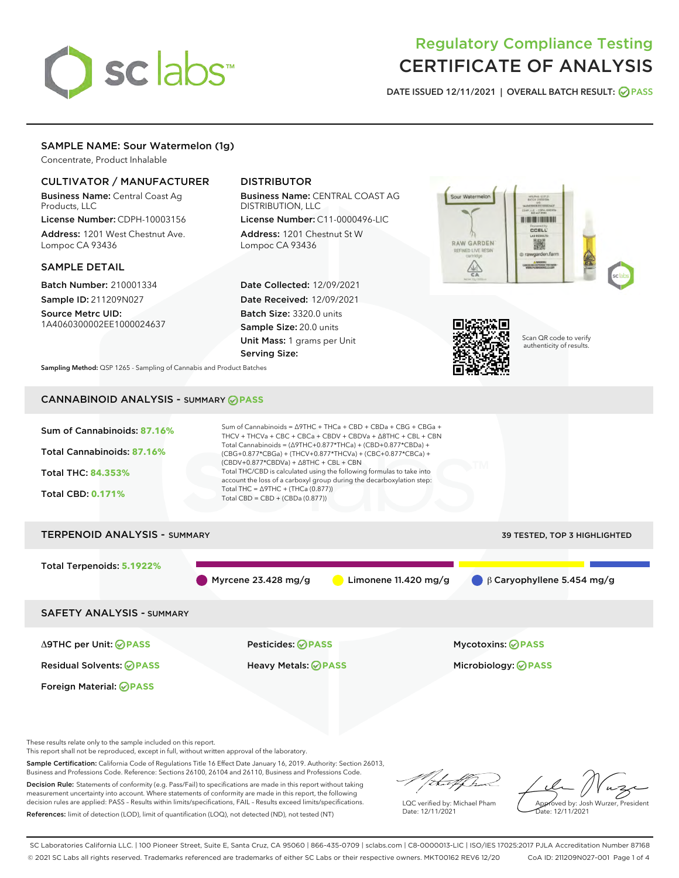# Regulatory Compliance Testing
# CERTIFICATE OF ANALYSIS

DATE ISSUED 12/11/2021 | OVERALL BATCH RESULT: PASS

## SAMPLE NAME: Sour Watermelon (1g)

Concentrate, Product Inhalable

### CULTIVATOR / MANUFACTURER

**Business Name:** Central Coast Ag Products, LLC

**License Number:** CDPH-10003156

**Address:** 1201 West Chestnut Ave. Lompoc CA 93436

### DISTRIBUTOR

**Business Name:** CENTRAL COAST AG DISTRIBUTION, LLC

**License Number:** C11-0000496-LIC

**Address:** 1201 Chestnut St W Lompoc CA 93436

### SAMPLE DETAIL

**Batch Number:** 210001334

**Sample ID:** 211209N027

**Source Metrc UID:** 1A4060300002EE1000024637

**Date Collected:** 12/09/2021

**Date Received:** 12/09/2021

**Batch Size:** 3320.0 units

**Sample Size:** 20.0 units

**Unit Mass:** 1 grams per Unit

**Serving Size:**

Scan QR code to verify authenticity of results.

**Sampling Method:** QSP 1265 - Sampling of Cannabis and Product Batches

## CANNABINOID ANALYSIS - SUMMARY PASS

Sum of Cannabinoids: **87.16%**

Total Cannabinoids: **87.16%**

Total THC: **84.353%**

Total CBD: **0.171%**

Sum of Cannabinoids = Δ9THC + THCa + CBD + CBDa + CBG + CBGa + THCV + THCVa + CBC + CBCa + CBDV + CBDVa + Δ8THC + CBL + CBN

Total Cannabinoids = (Δ9THC+0.877*THCa) + (CBD+0.877*CBDa) + (CBG+0.877*CBGa) + (THCV+0.877*THCVa) + (CBC+0.877*CBCa) + (CBDV+0.877*CBDVa) + Δ8THC + CBL + CBN

Total THC/CBD is calculated using the following formulas to take into account the loss of a carboxyl group during the decarboxylation step:

Total THC = Δ9THC + (THCa (0.877))

Total CBD = CBD + (CBDa (0.877))

## TERPENOID ANALYSIS - SUMMARY

39 TESTED, TOP 3 HIGHLIGHTED

Total Terpenoids: **5.1922%**

Myrcene 23.428 mg/g | Limonene 11.420 mg/g | β Caryophyllene 5.454 mg/g

## SAFETY ANALYSIS - SUMMARY

| | | |
|---|---|---|
| Δ9THC per Unit: PASS | Pesticides: PASS | Mycotoxins: PASS |
| Residual Solvents: PASS | Heavy Metals: PASS | Microbiology: PASS |
| Foreign Material: PASS | | |

These results relate only to the sample included on this report.
This report shall not be reproduced, except in full, without written approval of the laboratory.

**Sample Certification:** California Code of Regulations Title 16 Effect Date January 16, 2019. Authority: Section 26013, Business and Professions Code. Reference: Sections 26100, 26104 and 26110, Business and Professions Code.

**Decision Rule:** Statements of conformity (e.g. Pass/Fail) to specifications are made in this report without taking measurement uncertainty into account. Where statements of conformity are made in this report, the following decision rules are applied: PASS – Results within limits/specifications, FAIL – Results exceed limits/specifications.

**References:** limit of detection (LOD), limit of quantification (LOQ), not detected (ND), not tested (NT)

LQC verified by: Michael Pham
Date: 12/11/2021

Approved by: Josh Wurzer, President
Date: 12/11/2021

SC Laboratories California LLC. | 100 Pioneer Street, Suite E, Santa Cruz, CA 95060 | 866-435-0709 | sclabs.com | C8-0000013-LIC | ISO/IES 17025:2017 PJLA Accreditation Number 87168
© 2021 SC Labs all rights reserved. Trademarks referenced are trademarks of either SC Labs or their respective owners. MKT00162 REV6 12/20 CoA ID: 211209N027-001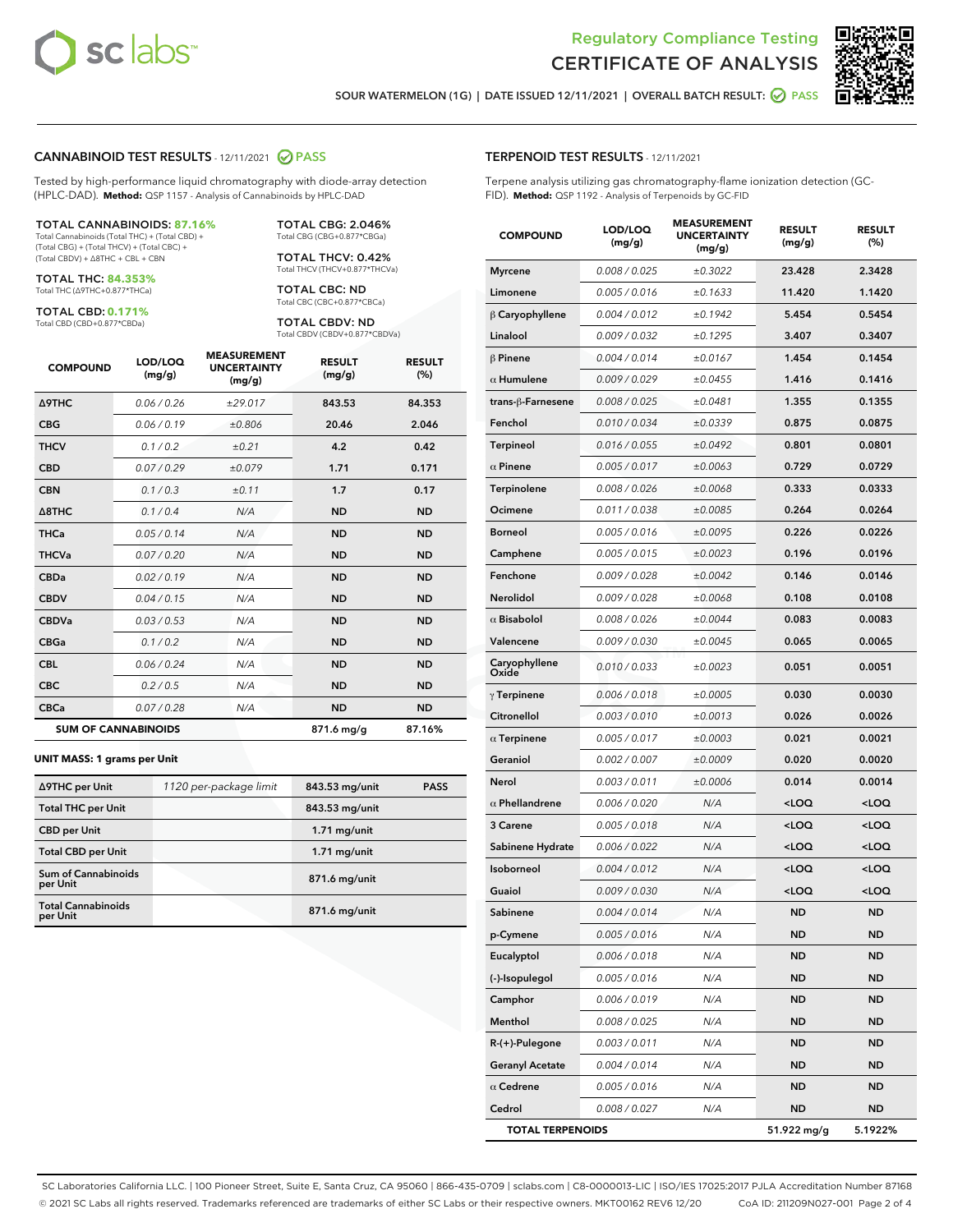Regulatory Compliance Testing
# CERTIFICATE OF ANALYSIS

SOUR WATERMELON (1G) | DATE ISSUED 12/11/2021 | OVERALL BATCH RESULT: PASS

## CANNABINOID TEST RESULTS - 12/11/2021 PASS

Tested by high-performance liquid chromatography with diode-array detection (HPLC-DAD). **Method:** QSP 1157 - Analysis of Cannabinoids by HPLC-DAD

**TOTAL CANNABINOIDS: 87.16%**
Total Cannabinoids (Total THC) + (Total CBD) + (Total CBG) + (Total THCV) + (Total CBC) + (Total CBDV) + Δ8THC + CBL + CBN

**TOTAL THC: 84.353%**
Total THC (Δ9THC+0.877*THCa)

**TOTAL CBD: 0.171%**
Total CBD (CBD+0.877*CBDa)

**TOTAL CBG: 2.046%**
Total CBG (CBG+0.877*CBGa)

**TOTAL THCV: 0.42%**
Total THCV (THCV+0.877*THCVa)

**TOTAL CBC: ND**
Total CBC (CBC+0.877*CBCa)

**TOTAL CBDV: ND**
Total CBDV (CBDV+0.877*CBDVa)

| COMPOUND | LOD/LOQ (mg/g) | MEASUREMENT UNCERTAINTY (mg/g) | RESULT (mg/g) | RESULT (%) |
|---|---|---|---|---|
| Δ9THC | 0.06 / 0.26 | ±29.017 | 843.53 | 84.353 |
| CBG | 0.06 / 0.19 | ±0.806 | 20.46 | 2.046 |
| THCV | 0.1 / 0.2 | ±0.21 | 4.2 | 0.42 |
| CBD | 0.07 / 0.29 | ±0.079 | 1.71 | 0.171 |
| CBN | 0.1 / 0.3 | ±0.11 | 1.7 | 0.17 |
| Δ8THC | 0.1 / 0.4 | N/A | ND | ND |
| THCa | 0.05 / 0.14 | N/A | ND | ND |
| THCVa | 0.07 / 0.20 | N/A | ND | ND |
| CBDa | 0.02 / 0.19 | N/A | ND | ND |
| CBDV | 0.04 / 0.15 | N/A | ND | ND |
| CBDVa | 0.03 / 0.53 | N/A | ND | ND |
| CBGa | 0.1 / 0.2 | N/A | ND | ND |
| CBL | 0.06 / 0.24 | N/A | ND | ND |
| CBC | 0.2 / 0.5 | N/A | ND | ND |
| CBCa | 0.07 / 0.28 | N/A | ND | ND |
| **SUM OF CANNABINOIDS** | | | 871.6 mg/g | 87.16% |

**UNIT MASS: 1 grams per Unit**

| | | | |
|---|---|---|---|
| Δ9THC per Unit | 1120 per-package limit | 843.53 mg/unit | PASS |
| Total THC per Unit | | 843.53 mg/unit | |
| CBD per Unit | | 1.71 mg/unit | |
| Total CBD per Unit | | 1.71 mg/unit | |
| Sum of Cannabinoids per Unit | | 871.6 mg/unit | |
| Total Cannabinoids per Unit | | 871.6 mg/unit | |

## TERPENOID TEST RESULTS - 12/11/2021

Terpene analysis utilizing gas chromatography-flame ionization detection (GC-FID). **Method:** QSP 1192 - Analysis of Terpenoids by GC-FID

| COMPOUND | LOD/LOQ (mg/g) | MEASUREMENT UNCERTAINTY (mg/g) | RESULT (mg/g) | RESULT (%) |
|---|---|---|---|---|
| Myrcene | 0.008 / 0.025 | ±0.3022 | 23.428 | 2.3428 |
| Limonene | 0.005 / 0.016 | ±0.1633 | 11.420 | 1.1420 |
| β Caryophyllene | 0.004 / 0.012 | ±0.1942 | 5.454 | 0.5454 |
| Linalool | 0.009 / 0.032 | ±0.1295 | 3.407 | 0.3407 |
| β Pinene | 0.004 / 0.014 | ±0.0167 | 1.454 | 0.1454 |
| α Humulene | 0.009 / 0.029 | ±0.0455 | 1.416 | 0.1416 |
| trans-β-Farnesene | 0.008 / 0.025 | ±0.0481 | 1.355 | 0.1355 |
| Fenchol | 0.010 / 0.034 | ±0.0339 | 0.875 | 0.0875 |
| Terpineol | 0.016 / 0.055 | ±0.0492 | 0.801 | 0.0801 |
| α Pinene | 0.005 / 0.017 | ±0.0063 | 0.729 | 0.0729 |
| Terpinolene | 0.008 / 0.026 | ±0.0068 | 0.333 | 0.0333 |
| Ocimene | 0.011 / 0.038 | ±0.0085 | 0.264 | 0.0264 |
| Borneol | 0.005 / 0.016 | ±0.0095 | 0.226 | 0.0226 |
| Camphene | 0.005 / 0.015 | ±0.0023 | 0.196 | 0.0196 |
| Fenchone | 0.009 / 0.028 | ±0.0042 | 0.146 | 0.0146 |
| Nerolidol | 0.009 / 0.028 | ±0.0068 | 0.108 | 0.0108 |
| α Bisabolol | 0.008 / 0.026 | ±0.0044 | 0.083 | 0.0083 |
| Valencene | 0.009 / 0.030 | ±0.0045 | 0.065 | 0.0065 |
| Caryophyllene Oxide | 0.010 / 0.033 | ±0.0023 | 0.051 | 0.0051 |
| γ Terpinene | 0.006 / 0.018 | ±0.0005 | 0.030 | 0.0030 |
| Citronellol | 0.003 / 0.010 | ±0.0013 | 0.026 | 0.0026 |
| α Terpinene | 0.005 / 0.017 | ±0.0003 | 0.021 | 0.0021 |
| Geraniol | 0.002 / 0.007 | ±0.0009 | 0.020 | 0.0020 |
| Nerol | 0.003 / 0.011 | ±0.0006 | 0.014 | 0.0014 |
| α Phellandrene | 0.006 / 0.020 | N/A | <LOQ | <LOQ |
| 3 Carene | 0.005 / 0.018 | N/A | <LOQ | <LOQ |
| Sabinene Hydrate | 0.006 / 0.022 | N/A | <LOQ | <LOQ |
| Isoborneol | 0.004 / 0.012 | N/A | <LOQ | <LOQ |
| Guaiol | 0.009 / 0.030 | N/A | <LOQ | <LOQ |
| Sabinene | 0.004 / 0.014 | N/A | ND | ND |
| p-Cymene | 0.005 / 0.016 | N/A | ND | ND |
| Eucalyptol | 0.006 / 0.018 | N/A | ND | ND |
| (-)-Isopulegol | 0.005 / 0.016 | N/A | ND | ND |
| Camphor | 0.006 / 0.019 | N/A | ND | ND |
| Menthol | 0.008 / 0.025 | N/A | ND | ND |
| R-(+)-Pulegone | 0.003 / 0.011 | N/A | ND | ND |
| Geranyl Acetate | 0.004 / 0.014 | N/A | ND | ND |
| α Cedrene | 0.005 / 0.016 | N/A | ND | ND |
| Cedrol | 0.008 / 0.027 | N/A | ND | ND |
| **TOTAL TERPENOIDS** | | | 51.922 mg/g | 5.1922% |

SC Laboratories California LLC. | 100 Pioneer Street, Suite E, Santa Cruz, CA 95060 | 866-435-0709 | sclabs.com | C8-0000013-LIC | ISO/IES 17025:2017 PJLA Accreditation Number 87168
© 2021 SC Labs all rights reserved. Trademarks referenced are trademarks of either SC Labs or their respective owners. MKT00162 REV6 12/20 CoA ID: 211209N027-001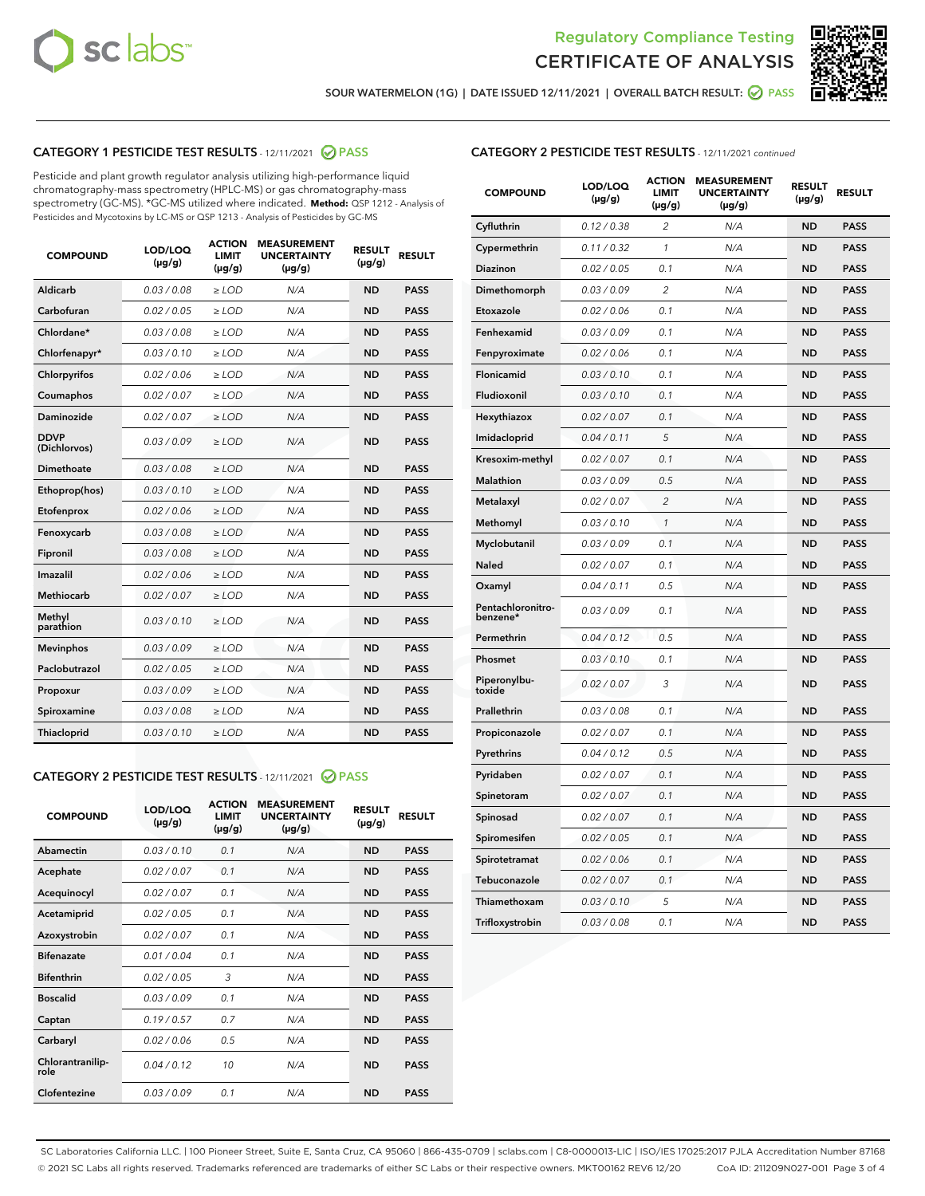SOUR WATERMELON (1G) | DATE ISSUED 12/11/2021 | OVERALL BATCH RESULT: PASS

## CATEGORY 1 PESTICIDE TEST RESULTS - 12/11/2021 PASS

Pesticide and plant growth regulator analysis utilizing high-performance liquid chromatography-mass spectrometry (HPLC-MS) or gas chromatography-mass spectrometry (GC-MS). *GC-MS utilized where indicated. **Method:** QSP 1212 - Analysis of Pesticides and Mycotoxins by LC-MS or QSP 1213 - Analysis of Pesticides by GC-MS

| COMPOUND | LOD/LOQ (μg/g) | ACTION LIMIT (μg/g) | MEASUREMENT UNCERTAINTY (μg/g) | RESULT (μg/g) | RESULT |
|---|---|---|---|---|---|
| Aldicarb | 0.03 / 0.08 | ≥ LOD | N/A | ND | PASS |
| Carbofuran | 0.02 / 0.05 | ≥ LOD | N/A | ND | PASS |
| Chlordane* | 0.03 / 0.08 | ≥ LOD | N/A | ND | PASS |
| Chlorfenapyr* | 0.03 / 0.10 | ≥ LOD | N/A | ND | PASS |
| Chlorpyrifos | 0.02 / 0.06 | ≥ LOD | N/A | ND | PASS |
| Coumaphos | 0.02 / 0.07 | ≥ LOD | N/A | ND | PASS |
| Daminozide | 0.02 / 0.07 | ≥ LOD | N/A | ND | PASS |
| DDVP (Dichlorvos) | 0.03 / 0.09 | ≥ LOD | N/A | ND | PASS |
| Dimethoate | 0.03 / 0.08 | ≥ LOD | N/A | ND | PASS |
| Ethoprop(hos) | 0.03 / 0.10 | ≥ LOD | N/A | ND | PASS |
| Etofenprox | 0.02 / 0.06 | ≥ LOD | N/A | ND | PASS |
| Fenoxycarb | 0.03 / 0.08 | ≥ LOD | N/A | ND | PASS |
| Fipronil | 0.03 / 0.08 | ≥ LOD | N/A | ND | PASS |
| Imazalil | 0.02 / 0.06 | ≥ LOD | N/A | ND | PASS |
| Methiocarb | 0.02 / 0.07 | ≥ LOD | N/A | ND | PASS |
| Methyl parathion | 0.03 / 0.10 | ≥ LOD | N/A | ND | PASS |
| Mevinphos | 0.03 / 0.09 | ≥ LOD | N/A | ND | PASS |
| Paclobutrazol | 0.02 / 0.05 | ≥ LOD | N/A | ND | PASS |
| Propoxur | 0.03 / 0.09 | ≥ LOD | N/A | ND | PASS |
| Spiroxamine | 0.03 / 0.08 | ≥ LOD | N/A | ND | PASS |
| Thiacloprid | 0.03 / 0.10 | ≥ LOD | N/A | ND | PASS |

## CATEGORY 2 PESTICIDE TEST RESULTS - 12/11/2021 PASS

| COMPOUND | LOD/LOQ (μg/g) | ACTION LIMIT (μg/g) | MEASUREMENT UNCERTAINTY (μg/g) | RESULT (μg/g) | RESULT |
|---|---|---|---|---|---|
| Abamectin | 0.03 / 0.10 | 0.1 | N/A | ND | PASS |
| Acephate | 0.02 / 0.07 | 0.1 | N/A | ND | PASS |
| Acequinocyl | 0.02 / 0.07 | 0.1 | N/A | ND | PASS |
| Acetamiprid | 0.02 / 0.05 | 0.1 | N/A | ND | PASS |
| Azoxystrobin | 0.02 / 0.07 | 0.1 | N/A | ND | PASS |
| Bifenazate | 0.01 / 0.04 | 0.1 | N/A | ND | PASS |
| Bifenthrin | 0.02 / 0.05 | 3 | N/A | ND | PASS |
| Boscalid | 0.03 / 0.09 | 0.1 | N/A | ND | PASS |
| Captan | 0.19 / 0.57 | 0.7 | N/A | ND | PASS |
| Carbaryl | 0.02 / 0.06 | 0.5 | N/A | ND | PASS |
| Chlorantraniliprole | 0.04 / 0.12 | 10 | N/A | ND | PASS |
| Clofentezine | 0.03 / 0.09 | 0.1 | N/A | ND | PASS |
| Cyfluthrin | 0.12 / 0.38 | 2 | N/A | ND | PASS |
| Cypermethrin | 0.11 / 0.32 | 1 | N/A | ND | PASS |
| Diazinon | 0.02 / 0.05 | 0.1 | N/A | ND | PASS |
| Dimethomorph | 0.03 / 0.09 | 2 | N/A | ND | PASS |
| Etoxazole | 0.02 / 0.06 | 0.1 | N/A | ND | PASS |
| Fenhexamid | 0.03 / 0.09 | 0.1 | N/A | ND | PASS |
| Fenpyroximate | 0.02 / 0.06 | 0.1 | N/A | ND | PASS |
| Flonicamid | 0.03 / 0.10 | 0.1 | N/A | ND | PASS |
| Fludioxonil | 0.03 / 0.10 | 0.1 | N/A | ND | PASS |
| Hexythiazox | 0.02 / 0.07 | 0.1 | N/A | ND | PASS |
| Imidacloprid | 0.04 / 0.11 | 5 | N/A | ND | PASS |
| Kresoxim-methyl | 0.02 / 0.07 | 0.1 | N/A | ND | PASS |
| Malathion | 0.03 / 0.09 | 0.5 | N/A | ND | PASS |
| Metalaxyl | 0.02 / 0.07 | 2 | N/A | ND | PASS |
| Methomyl | 0.03 / 0.10 | 1 | N/A | ND | PASS |
| Myclobutanil | 0.03 / 0.09 | 0.1 | N/A | ND | PASS |
| Naled | 0.02 / 0.07 | 0.1 | N/A | ND | PASS |
| Oxamyl | 0.04 / 0.11 | 0.5 | N/A | ND | PASS |
| Pentachloronitrobenzene* | 0.03 / 0.09 | 0.1 | N/A | ND | PASS |
| Permethrin | 0.04 / 0.12 | 0.5 | N/A | ND | PASS |
| Phosmet | 0.03 / 0.10 | 0.1 | N/A | ND | PASS |
| Piperonylbutoxide | 0.02 / 0.07 | 3 | N/A | ND | PASS |
| Prallethrin | 0.03 / 0.08 | 0.1 | N/A | ND | PASS |
| Propiconazole | 0.02 / 0.07 | 0.1 | N/A | ND | PASS |
| Pyrethrins | 0.04 / 0.12 | 0.5 | N/A | ND | PASS |
| Pyridaben | 0.02 / 0.07 | 0.1 | N/A | ND | PASS |
| Spinetoram | 0.02 / 0.07 | 0.1 | N/A | ND | PASS |
| Spinosad | 0.02 / 0.07 | 0.1 | N/A | ND | PASS |
| Spiromesifen | 0.02 / 0.05 | 0.1 | N/A | ND | PASS |
| Spirotetramat | 0.02 / 0.06 | 0.1 | N/A | ND | PASS |
| Tebuconazole | 0.02 / 0.07 | 0.1 | N/A | ND | PASS |
| Thiamethoxam | 0.03 / 0.10 | 5 | N/A | ND | PASS |
| Trifloxystrobin | 0.03 / 0.08 | 0.1 | N/A | ND | PASS |

SC Laboratories California LLC. | 100 Pioneer Street, Suite E, Santa Cruz, CA 95060 | 866-435-0709 | sclabs.com | C8-0000013-LIC | ISO/IES 17025:2017 PJLA Accreditation Number 87168
© 2021 SC Labs all rights reserved. Trademarks referenced are trademarks of either SC Labs or their respective owners. MKT00162 REV6 12/20 CoA ID: 211209N027-001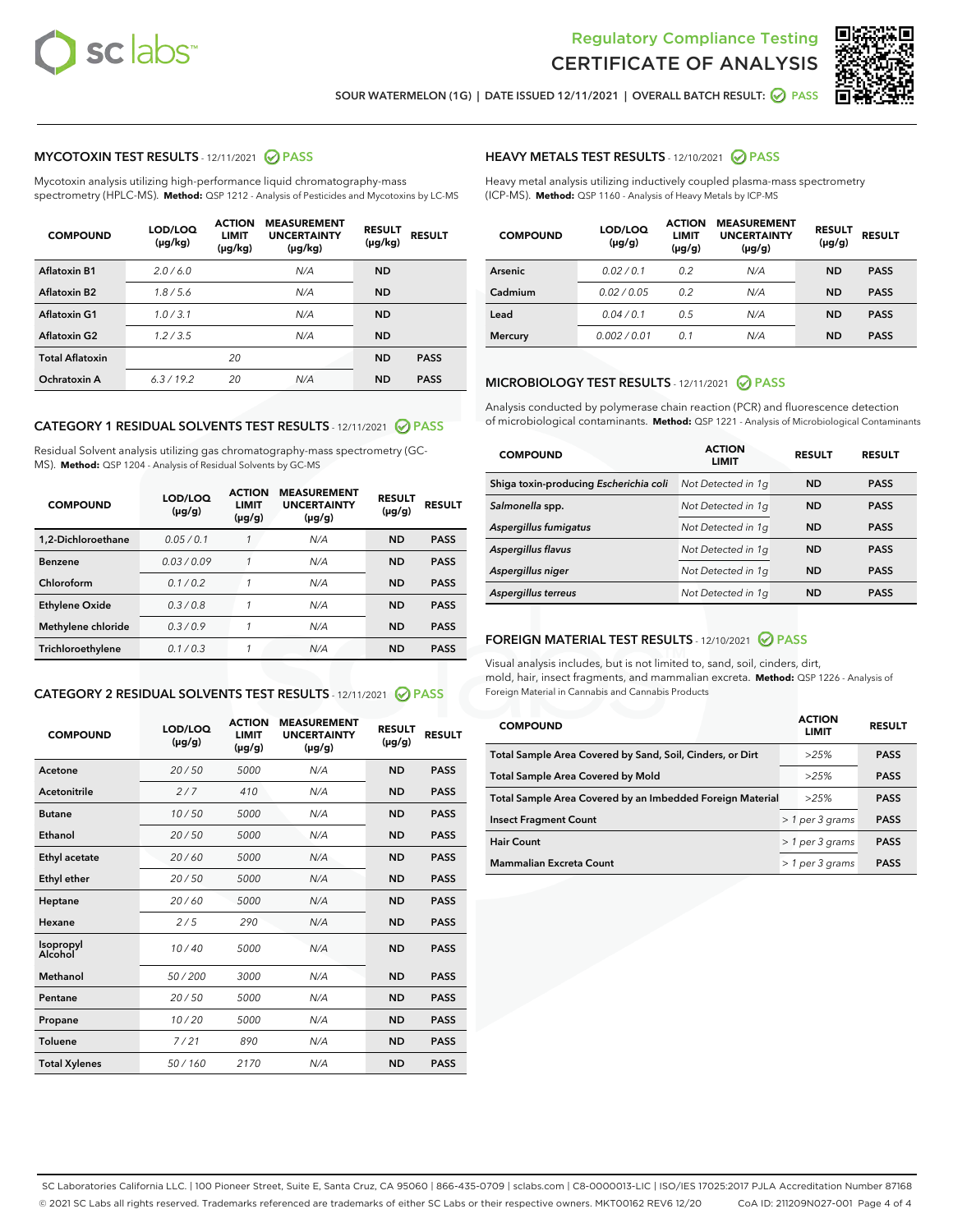Regulatory Compliance Testing
# CERTIFICATE OF ANALYSIS

SOUR WATERMELON (1G) | DATE ISSUED 12/11/2021 | OVERALL BATCH RESULT: PASS

## MYCOTOXIN TEST RESULTS - 12/11/2021 PASS

Mycotoxin analysis utilizing high-performance liquid chromatography-mass spectrometry (HPLC-MS). **Method:** QSP 1212 - Analysis of Pesticides and Mycotoxins by LC-MS

| COMPOUND | LOD/LOQ (µg/kg) | ACTION LIMIT (µg/kg) | MEASUREMENT UNCERTAINTY (µg/kg) | RESULT (µg/kg) | RESULT |
|---|---|---|---|---|---|
| Aflatoxin B1 | 2.0 / 6.0 | | N/A | ND | |
| Aflatoxin B2 | 1.8 / 5.6 | | N/A | ND | |
| Aflatoxin G1 | 1.0 / 3.1 | | N/A | ND | |
| Aflatoxin G2 | 1.2 / 3.5 | | N/A | ND | |
| Total Aflatoxin | | 20 | | ND | PASS |
| Ochratoxin A | 6.3 / 19.2 | 20 | N/A | ND | PASS |

## CATEGORY 1 RESIDUAL SOLVENTS TEST RESULTS - 12/11/2021 PASS

Residual Solvent analysis utilizing gas chromatography-mass spectrometry (GC-MS). **Method:** QSP 1204 - Analysis of Residual Solvents by GC-MS

| COMPOUND | LOD/LOQ (µg/g) | ACTION LIMIT (µg/g) | MEASUREMENT UNCERTAINTY (µg/g) | RESULT (µg/g) | RESULT |
|---|---|---|---|---|---|
| 1,2-Dichloroethane | 0.05 / 0.1 | 1 | N/A | ND | PASS |
| Benzene | 0.03 / 0.09 | 1 | N/A | ND | PASS |
| Chloroform | 0.1 / 0.2 | 1 | N/A | ND | PASS |
| Ethylene Oxide | 0.3 / 0.8 | 1 | N/A | ND | PASS |
| Methylene chloride | 0.3 / 0.9 | 1 | N/A | ND | PASS |
| Trichloroethylene | 0.1 / 0.3 | 1 | N/A | ND | PASS |

## CATEGORY 2 RESIDUAL SOLVENTS TEST RESULTS - 12/11/2021 PASS

| COMPOUND | LOD/LOQ (µg/g) | ACTION LIMIT (µg/g) | MEASUREMENT UNCERTAINTY (µg/g) | RESULT (µg/g) | RESULT |
|---|---|---|---|---|---|
| Acetone | 20 / 50 | 5000 | N/A | ND | PASS |
| Acetonitrile | 2 / 7 | 410 | N/A | ND | PASS |
| Butane | 10 / 50 | 5000 | N/A | ND | PASS |
| Ethanol | 20 / 50 | 5000 | N/A | ND | PASS |
| Ethyl acetate | 20 / 60 | 5000 | N/A | ND | PASS |
| Ethyl ether | 20 / 50 | 5000 | N/A | ND | PASS |
| Heptane | 20 / 60 | 5000 | N/A | ND | PASS |
| Hexane | 2 / 5 | 290 | N/A | ND | PASS |
| Isopropyl Alcohol | 10 / 40 | 5000 | N/A | ND | PASS |
| Methanol | 50 / 200 | 3000 | N/A | ND | PASS |
| Pentane | 20 / 50 | 5000 | N/A | ND | PASS |
| Propane | 10 / 20 | 5000 | N/A | ND | PASS |
| Toluene | 7 / 21 | 890 | N/A | ND | PASS |
| Total Xylenes | 50 / 160 | 2170 | N/A | ND | PASS |

## HEAVY METALS TEST RESULTS - 12/10/2021 PASS

Heavy metal analysis utilizing inductively coupled plasma-mass spectrometry (ICP-MS). **Method:** QSP 1160 - Analysis of Heavy Metals by ICP-MS

| COMPOUND | LOD/LOQ (µg/g) | ACTION LIMIT (µg/g) | MEASUREMENT UNCERTAINTY (µg/g) | RESULT (µg/g) | RESULT |
|---|---|---|---|---|---|
| Arsenic | 0.02 / 0.1 | 0.2 | N/A | ND | PASS |
| Cadmium | 0.02 / 0.05 | 0.2 | N/A | ND | PASS |
| Lead | 0.04 / 0.1 | 0.5 | N/A | ND | PASS |
| Mercury | 0.002 / 0.01 | 0.1 | N/A | ND | PASS |

## MICROBIOLOGY TEST RESULTS - 12/11/2021 PASS

Analysis conducted by polymerase chain reaction (PCR) and fluorescence detection of microbiological contaminants. **Method:** QSP 1221 - Analysis of Microbiological Contaminants

| COMPOUND | ACTION LIMIT | RESULT | RESULT |
|---|---|---|---|
| Shiga toxin-producing *Escherichia coli* | Not Detected in 1g | ND | PASS |
| *Salmonella* spp. | Not Detected in 1g | ND | PASS |
| *Aspergillus fumigatus* | Not Detected in 1g | ND | PASS |
| *Aspergillus flavus* | Not Detected in 1g | ND | PASS |
| *Aspergillus niger* | Not Detected in 1g | ND | PASS |
| *Aspergillus terreus* | Not Detected in 1g | ND | PASS |

## FOREIGN MATERIAL TEST RESULTS - 12/10/2021 PASS

Visual analysis includes, but is not limited to, sand, soil, cinders, dirt, mold, hair, insect fragments, and mammalian excreta. **Method:** QSP 1226 - Analysis of Foreign Material in Cannabis and Cannabis Products

| COMPOUND | ACTION LIMIT | RESULT |
|---|---|---|
| Total Sample Area Covered by Sand, Soil, Cinders, or Dirt | >25% | PASS |
| Total Sample Area Covered by Mold | >25% | PASS |
| Total Sample Area Covered by an Imbedded Foreign Material | >25% | PASS |
| Insect Fragment Count | > 1 per 3 grams | PASS |
| Hair Count | > 1 per 3 grams | PASS |
| Mammalian Excreta Count | > 1 per 3 grams | PASS |

SC Laboratories California LLC. | 100 Pioneer Street, Suite E, Santa Cruz, CA 95060 | 866-435-0709 | sclabs.com | C8-0000013-LIC | ISO/IES 17025:2017 PJLA Accreditation Number 87168
© 2021 SC Labs all rights reserved. Trademarks referenced are trademarks of either SC Labs or their respective owners. MKT00162 REV6 12/20 CoA ID: 211209N027-001